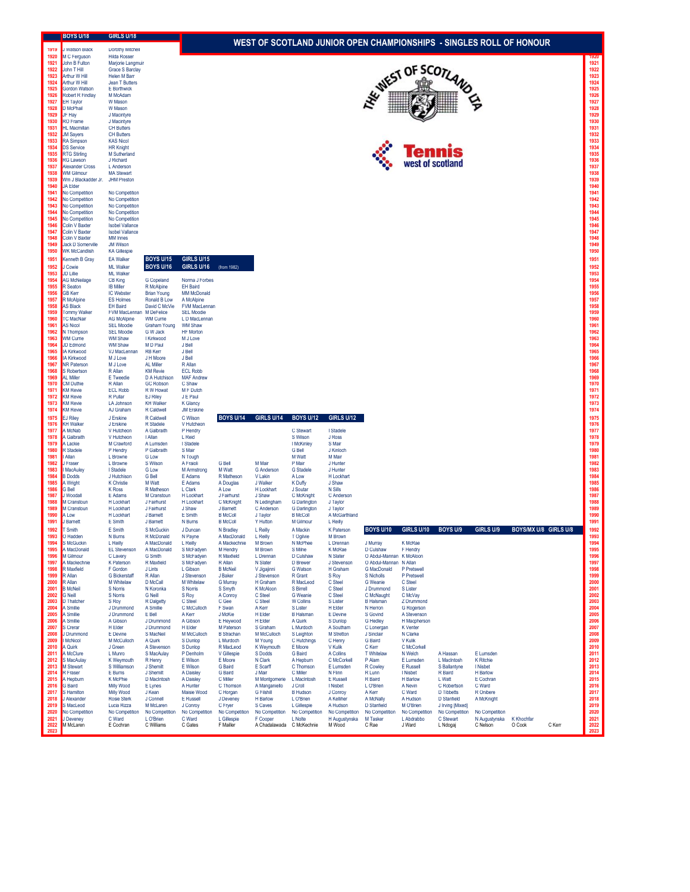# WEST OF SCOTLAND JUNIOR OPEN CHAMPIONSHIPS - SINGLES ROLL OF HONOUR

| Year | BOYS U/18 | GIRLS U/18 | BOYS U/15 / BOYS U/16 (from 1982) | GIRLS U/15 / GIRLS U/16 (from 1982) | BOYS U/14 | GIRLS U/14 | BOYS U/12 | GIRLS U/12 | BOYS U/10 | GIRLS U/10 | BOYS U/9 | GIRLS U/9 | BOYS/MX U/8 | GIRLS U/8 |
|---|---|---|---|---|---|---|---|---|---|---|---|---|---|---|
| 1919 | J Watson Black | Dorothy Mitchell | | | | | | | | | | | | |
| 1920 | M C Ferguson | Hilda Rosser | | | | | | | | | | | | |
| 1921 | John B Fulton | Marjorie Langmuir | | | | | | | | | | | | |
| 1922 | John T Hill | Grace S Barclay | | | | | | | | | | | | |
| 1923 | Arthur W Hill | Helen M Barr | | | | | | | | | | | | |
| 1924 | Arthur W Hill | Jean T Butters | | | | | | | | | | | | |
| 1925 | Gordon Watson | E Borthwick | | | | | | | | | | | | |
| 1926 | Robert R Findlay | M McAdam | | | | | | | | | | | | |
| 1927 | EH Taylor | W Mason | | | | | | | | | | | | |
| 1928 | D McPhail | W Mason | | | | | | | | | | | | |
| 1929 | JF Hay | J Macintyre | | | | | | | | | | | | |
| 1930 | RO Frame | J Macintyre | | | | | | | | | | | | |
| 1931 | HL Macmillan | CH Butters | | | | | | | | | | | | |
| 1932 | JM Sayers | CH Butters | | | | | | | | | | | | |
| 1933 | RA Simpson | KAS Nicol | | | | | | | | | | | | |
| 1934 | DS Service | HR Knight | | | | | | | | | | | | |
| 1935 | RTG Stirling | M Sutherland | | | | | | | | | | | | |
| 1936 | RG Lawson | J Richard | | | | | | | | | | | | |
| 1937 | Alexander Cross | L Anderson | | | | | | | | | | | | |
| 1938 | WM Gilmour | MA Stewart | | | | | | | | | | | | |
| 1939 | Wm J Blackadder Jr. | JHM Preston | | | | | | | | | | | | |
| 1940 | JA Elder | | | | | | | | | | | | | |
| 1941 | No Competition | No Competition | | | | | | | | | | | | |
| 1942 | No Competition | No Competition | | | | | | | | | | | | |
| 1943 | No Competition | No Competition | | | | | | | | | | | | |
| 1944 | No Competition | No Competition | | | | | | | | | | | | |
| 1945 | No Competition | No Competition | | | | | | | | | | | | |
| 1946 | Colin V Baxter | Isobel Vallance | | | | | | | | | | | | |
| 1947 | Colin V Baxter | Isobel Vallance | | | | | | | | | | | | |
| 1948 | Colin V Baxter | MM Innes | | | | | | | | | | | | |
| 1949 | Jack D Somerville | JM Wilson | | | | | | | | | | | | |
| 1950 | WK McCandlish | KA Gillespie | | | | | | | | | | | | |
| 1951 | Kenneth B Gray | EA Walker | | | | | | | | | | | | |
| 1952 | J Cowie | ML Walker | | | | | | | | | | | | |
| 1953 | JD Lillie | ML Walker | | | | | | | | | | | | |
| 1954 | AG McNeilage | CB King | G Copeland | Norma J Forbes | | | | | | | | | | |
| 1955 | R Seaton | IB Miller | R McAlpine | EH Baird | | | | | | | | | | |
| 1956 | GB Kerr | IC Webster | Brian Young | MM McDonald | | | | | | | | | | |
| 1957 | R McAlpine | ES Holmes | Ronald B Low | A McAlpine | | | | | | | | | | |
| 1958 | AS Black | EH Baird | David C McVie | FVM MacLennan | | | | | | | | | | |
| 1959 | Tommy Walker | FVM MacLennan | M DeFelice | SEL Moodie | | | | | | | | | | |
| 1960 | TC MacNair | AG McAlpine | WM Currie | L D MacLennan | | | | | | | | | | |
| 1961 | AS Nicol | SEL Moodie | Graham Young | WM Shaw | | | | | | | | | | |
| 1962 | N Thompson | SEL Moodie | G W Jack | HF Morton | | | | | | | | | | |
| 1963 | WM Currie | WM Shaw | I Kirkwood | M J Love | | | | | | | | | | |
| 1964 | JD Edmond | WM Shaw | M D Paul | J Bell | | | | | | | | | | |
| 1965 | IA Kirkwood | VJ MacLennan | RB Kerr | J Bell | | | | | | | | | | |
| 1966 | IA Kirkwood | M J Love | J H Moore | J Bell | | | | | | | | | | |
| 1967 | NR Paterson | M J Love | AL Miller | R Allan | | | | | | | | | | |
| 1968 | S Robertson | R Allan | KM Revie | ECL Robb | | | | | | | | | | |
| 1969 | AL Miller | E Tweedie | D A Hutchison | MAF Andrew | | | | | | | | | | |
| 1970 | CM Duthie | R Allan | GC Robson | C Shaw | | | | | | | | | | |
| 1971 | KM Revie | ECL Robb | R W Howat | M F Dutch | | | | | | | | | | |
| 1972 | KM Revie | R Pullar | EJ Riley | J E Paul | | | | | | | | | | |
| 1973 | KM Revie | LA Johnson | KH Walker | K Glancy | | | | | | | | | | |
| 1974 | KM Revie | AJ Graham | R Caldwell | JM Erskine | | | | | | | | | | |
| 1975 | EJ Riley | J Erskine | R Caldwell | C Wilson | | | | | | | | | | |
| 1976 | KH Walker | J Erskine | R Stadele | V Hutcheon | | | | | | | | | | |
| 1977 | A McNab | V Hutcheon | A Galbraith | P Hendry | | | C Stewart | I Stadele | | | | | | |
| 1978 | A Galbraith | V Hutcheon | I Allan | L Reid | | | S Wilson | J Ross | | | | | | |
| 1979 | A Lackie | M Crawford | A Lumsden | I Stadele | | | I McKinley | S Mair | | | | | | |
| 1980 | R Stadele | P Hendry | P Galbraith | S Mair | | | G Bell | J Kinloch | | | | | | |
| 1981 | I Allan | L Browne | G Low | N Tough | | | M Watt | M Mair | | | | | | |
| 1982 | J Fraser | L Browne | S Wilson | A Fraioli | G Bell | M Mair | P Mair | J Hunter | | | | | | |
| 1983 | I MacAuley | I Stadele | G Low | M Armstrong | M Watt | G Anderson | G Stadele | J Hunter | | | | | | |
| 1984 | B Dodds | J Hutchison | G Bell | E Adams | R Matheson | V Lakin | A Low | H Lockhart | | | | | | |
| 1985 | A Wright | K Christie | M Watt | E Adams | A Douglas | J Walker | K Duffy | J Shaw | | | | | | |
| 1986 | G Bell | K Ross | R Matheson | L Clark | A Low | H Lockhart | J Soutar | N Sills | | | | | | |
| 1987 | J Woodall | E Adams | M Cranstoun | H Lockhart | J Fairhurst | J Shaw | C McKnight | C Anderson | | | | | | |
| 1988 | M Cranstoun | H Lockhart | J Fairhurst | H Lockhart | C McKnight | N Ledingham | G Darlington | J Taylor | | | | | | |
| 1989 | M Cranstoun | H Lockhart | J Fairhurst | J Shaw | J Barnett | C Anderson | G Darlington | J Taylor | | | | | | |
| 1990 | A Low | H Lockhart | J Barnett | E Smith | B McColl | J Taylor | B McColl | A McGarthland | | | | | | |
| 1991 | J Barnett | E Smith | J Barnett | N Burns | B McColl | Y Hutton | M Gilmour | L Reilly | | | | | | |
| 1992 | T Smith | E Smith | S McGuckin | J Duncan | N Bradley | L Reilly | A Mackin | K Paterson | | | | | | |
| 1993 | O Hadden | N Burns | R McDonald | N Payne | A MacDonald | L Reilly | T Ogilvie | M Brown | | | | | | |
| 1994 | S McGuckin | L Reilly | A MacDonald | L Reilly | A Mackechnie | M Brown | N McPhee | L Drennan | J Murray | K McKae | | | | |
| 1995 | A MacDonald | EL Stevenson | A MacDonald | S McFadyen | M Hendry | M Brown | S Milne | K McKae | D Culshaw | F Hendry | | | | |
| 1996 | M Gilmour | C Lavery | G Smith | S McFadyen | R Maxfield | L Drennan | D Culshaw | N Slater | O Abdul-Mannan | K McAloon | | | | |
| 1997 | A Mackechnie | K Paterson | R Maxfield | S McFadyen | R Allan | N Slater | D Brewer | J Stevenson | O Abdul-Mannan | N Allan | | | | |
| 1998 | R Maxfield | F Gordon | J Lints | L Gibson | B McNeil | V Jigajinni | G Watson | H Graham | G MacDonald | P Pretswell | | | | |
| 1999 | R Allan | G Bickerstaff | R Allan | J Stevenson | J Baker | J Stevenson | R Grant | S Roy | S Nicholls | P Pretswell | | | | |
| 2000 | R Allan | M Whitelaw | D McCall | M Whitelaw | G Murray | H Graham | R MacLeod | C Steel | G Weanie | C Steel | | | | |
| 2001 | B McNeil | S Norris | M Koronka | S Norris | S Smyth | K McAloon | S Birrell | C Steel | J Drummond | S Lister | | | | |
| 2002 | G Neill | S Norris | G Neill | S Roy | A Conroy | C Steel | G Weanie | C Steel | C McNaught | C McVay | | | | |
| 2003 | D Thatcher | S Roy | R Dalgetty | C Steel | C Gee | C Steel | W Collins | S Lister | B Halsman | Z Drummond | | | | |
| 2004 | A Smillie | J Drummond | A Smillie | C McCulloch | F Swan | A Kerr | S Lister | H Elder | N Herron | G Rogerson | | | | |
| 2005 | A Smillie | J Drummond | E Bell | A Kerr | J McKie | H Elder | B Halsman | E Devine | S Govind | A Stevenson | | | | |
| 2006 | A Smillie | A Gibson | J Drummond | A Gibson | E Heywood | H Elder | A Quirk | S Dunlop | G Hedley | H Macpherson | | | | |
| 2007 | S Crerar | H Elder | J Drummond | H Elder | M Paterson | S Graham | L Murdoch | A Southam | C Lonergan | K Venter | | | | |
| 2008 | J Drummond | E Devine | S MacNeil | M McCulloch | R Strachan | M McCulloch | S Leighton | M Stretton | J Sinclair | N Clarke | | | | |
| 2009 | I McNicol | M McCulloch | A Quirk | S Dunlop | L Murdoch | M Young | C Hutchings | C Henry | G Baird | V Kulik | | | | |
| 2010 | A Quirk | J Green | A Stevenson | S Dunlop | R MacLeod | K Weymouth | E Moore | V Kulik | C Kerr | C McCorkell | | | | |
| 2011 | A McClure | L Munro | S MacAulay | P Denholm | V Gillespie | S Dodds | G Baird | A Collins | T Whitelaw | N Welch | A Hassan | E Lumsden | | |
| 2012 | S MacAulay | K Weymouth | R Henry | E Wilson | E Moore | N Clark | A Hepburn | C McCorkell | P Alam | E Lumsden | L MacIntosh | K Ritchie | | |
| 2013 | M Stewart | S Williamson | J Shemilt | E Wilson | G Baird | E Scarff | C Thomson | E Lumsden | R Cowley | E Russell | S Ballantyne | I Nisbet | | |
| 2014 | R Fraser | E Burns | J Shemilt | A Daisley | G Baird | J Mair | C Miller | N Flinn | R Lunn | I Nisbet | R Baird | H Barlow | | |
| 2015 | A Hepburn | K McPhie | D MacIntosh | A Daisley | C Miller | M Montgomerie | L MacIntosh | E Russell | R Baird | H Barlow | L Watt | E Cochran | | |
| 2016 | G Baird | Milly Wood | E Lynes | A Hunter | C Thomson | A Manganiello | J Croll | I Nisbet | L O'Brien | A Nevin | C Robertson | C Ward | | |
| 2017 | S Hamilton | Milly Wood | J Kean | Maisie Wood | C Horgan | G Filshill | B Hudson | J Conroy | A Kerr | C Ward | D Tibbetts | R Onibere | | |
| 2018 | J Alexander | Rosie Sterk | J Connell | E Russell | J Deveney | H Barlow | L O'Brien | A Kelliher | A McNally | A Hudson | D Stanfield | A McKnight | | |
| 2019 | S MacLeod | Lucia Rizza | M McLaren | J Conroy | C Fryer | S Caves | L Gillespie | A Hudson | D Stanfield | M O'Brien | J Irving [Mixed] | | | |
| 2020 | No Competition | No Competition | No Competition | No Competition | No Competition | No Competition | No Competition | No Competition | No Competition | No Competition | No Competition | No Competition | | |
| 2021 | J Deveney | C Ward | L O'Brien | C Ward | L Gillespie | F Cooper | L Nolte | H Augustynska | M Tasker | L Abdrabbo | C Stewart | N Augustynska | K Khochfar | |
| 2022 | M McLaren | E Cochran | C Williams | C Gates | F Mailler | A Chadalawada | C McKechnie | M Wood | C Rae | J Ward | L Ndogaj | C Nelson | O Cook | C Kerr |
| 2023 | | | | | | | | | | | | | | |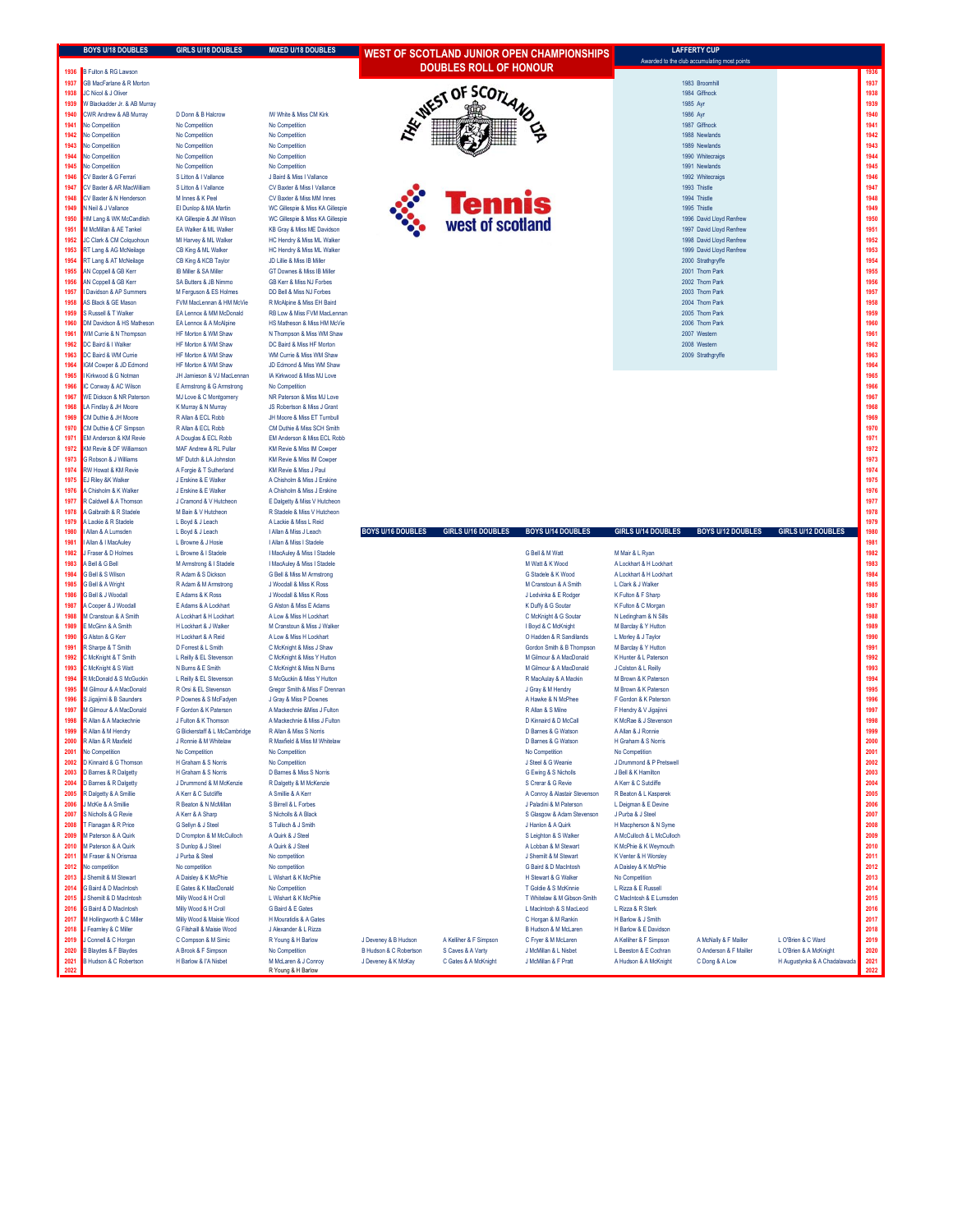# WEST OF SCOTLAND JUNIOR OPEN CHAMPIONSHIPS
## DOUBLES ROLL OF HONOUR

| Year | BOYS U/18 DOUBLES | GIRLS U/18 DOUBLES | MIXED U/18 DOUBLES | BOYS U/16 DOUBLES | GIRLS U/16 DOUBLES | BOYS U/14 DOUBLES | GIRLS U/14 DOUBLES | BOYS U/12 DOUBLES | GIRLS U/12 DOUBLES |
|---|---|---|---|---|---|---|---|---|---|
| 1936 | B Fulton & RG Lawson | | | | | | | | |
| 1937 | GB MacFarlane & R Morton | | | | | | | | |
| 1938 | JC Nicol & J Oliver | | | | | | | | |
| 1939 | W Blackadder Jr. & AB Murray | | | | | | | | |
| 1940 | CWR Andrew & AB Murray | D Donn & B Halcrow | IW White & Miss CM Kirk | | | | | | |
| 1941 | No Competition | No Competition | No Competition | | | | | | |
| 1942 | No Competition | No Competition | No Competition | | | | | | |
| 1943 | No Competition | No Competition | No Competition | | | | | | |
| 1944 | No Competition | No Competition | No Competition | | | | | | |
| 1945 | No Competition | No Competition | No Competition | | | | | | |
| 1946 | CV Baxter & G Ferrari | S Litton & I Vallance | J Baird & Miss I Vallance | | | | | | |
| 1947 | CV Baxter & AR MacWilliam | S Litton & I Vallance | CV Baxter & Miss I Vallance | | | | | | |
| 1948 | CV Baxter & N Henderson | M Innes & K Peel | CV Baxter & Miss MM Innes | | | | | | |
| 1949 | N Neil & J Vallance | EI Dunlop & MA Martin | WC Gillespie & Miss KA Gillespie | | | | | | |
| 1950 | HM Lang & WK McCandlish | KA Gillespie & JM Wilson | WC Gillespie & Miss KA Gillespie | | | | | | |
| 1951 | M McMillan & AE Tankel | EA Walker & ML Walker | KB Gray & Miss ME Davidson | | | | | | |
| 1952 | JC Clark & CM Colquhoun | MI Harvey & ML Walker | HC Hendry & Miss ML Walker | | | | | | |
| 1953 | RT Lang & AG McNeilage | CB King & ML Walker | HC Hendry & Miss ML Walker | | | | | | |
| 1954 | RT Lang & AT McNeilage | CB King & KCB Taylor | JD Lillie & Miss IB Miller | | | | | | |
| 1955 | AN Coppell & GB Kerr | IB Miller & SA Miller | GT Downes & Miss IB Miller | | | | | | |
| 1956 | AN Coppell & GB Kerr | SA Butters & JB Nimmo | GB Kerr & Miss NJ Forbes | | | | | | |
| 1957 | I Davidson & AP Summers | M Ferguson & ES Holmes | DD Bell & Miss NJ Forbes | | | | | | |
| 1958 | AS Black & GE Mason | FVM MacLennan & HM McVie | R McAlpine & Miss EH Baird | | | | | | |
| 1959 | S Russell & T Walker | EA Lennox & MM McDonald | RB Low & Miss FVM MacLennan | | | | | | |
| 1960 | DM Davidson & HS Matheson | EA Lennox & A McAlpine | HS Matheson & Miss HM McVie | | | | | | |
| 1961 | WM Currie & N Thompson | HF Morton & WM Shaw | N Thompson & Miss WM Shaw | | | | | | |
| 1962 | DC Baird & I Walker | HF Morton & WM Shaw | DC Baird & Miss HF Morton | | | | | | |
| 1963 | DC Baird & WM Currie | HF Morton & WM Shaw | WM Currie & Miss WM Shaw | | | | | | |
| 1964 | IGM Cowper & JD Edmond | HF Morton & WM Shaw | JD Edmond & Miss WM Shaw | | | | | | |
| 1965 | I Kirkwood & G Notman | JH Jamieson & VJ MacLennan | IA Kirkwood & Miss MJ Love | | | | | | |
| 1966 | IC Conway & AC Wilson | E Armstrong & G Armstrong | No Competition | | | | | | |
| 1967 | WE Dickson & NR Paterson | MJ Love & C Montgomery | NR Paterson & Miss MJ Love | | | | | | |
| 1968 | LA Findlay & JH Moore | K Murray & N Murray | JS Robertson & Miss J Grant | | | | | | |
| 1969 | CM Duthie & JH Moore | R Allan & ECL Robb | JH Moore & Miss ET Turnbull | | | | | | |
| 1970 | CM Duthie & CF Simpson | R Allan & ECL Robb | CM Duthie & Miss SCH Smith | | | | | | |
| 1971 | EM Anderson & KM Revie | A Douglas & ECL Robb | EM Anderson & Miss ECL Robb | | | | | | |
| 1972 | KM Revie & DF Williamson | MAF Andrew & RL Pullar | KM Revie & Miss IM Cowper | | | | | | |
| 1973 | G Robson & J Williams | MF Dutch & LA Johnston | KM Revie & Miss IM Cowper | | | | | | |
| 1974 | RW Howat & KM Revie | A Forgie & T Sutherland | KM Revie & Miss J Paul | | | | | | |
| 1975 | EJ Riley &K Walker | J Erskine & E Walker | A Chisholm & Miss J Erskine | | | | | | |
| 1976 | A Chisholm & K Walker | J Erskine & E Walker | A Chisholm & Miss J Erskine | | | | | | |
| 1977 | R Caldwell & A Thomson | J Cramond & V Hutcheon | E Dalgetty & Miss V Hutcheon | | | | | | |
| 1978 | A Galbraith & R Stadele | M Bain & V Hutcheon | R Stadele & Miss V Hutcheon | | | | | | |
| 1979 | A Lackie & R Stadele | L Boyd & J Leach | A Lackie & Miss L Reid | | | | | | |
| 1980 | I Allan & A Lumsden | L Boyd & J Leach | I Allan & Miss J Leach | | | | | | |
| 1981 | I Allan & I MacAuley | L Browne & J Hosie | I Allan & Miss I Stadele | | | | | | |
| 1982 | J Fraser & D Holmes | L Browne & I Stadele | I MacAuley & Miss I Stadele | | | G Bell & M Watt | M Mair & L Ryan | | |
| 1983 | A Bell & G Bell | M Armstrong & I Stadele | I MacAuley & Miss I Stadele | | | M Watt & K Wood | A Lockhart & H Lockhart | | |
| 1984 | G Bell & S Wilson | R Adam & S Dickson | G Bell & Miss M Armstrong | | | G Stadele & K Wood | A Lockhart & H Lockhart | | |
| 1985 | G Bell & A Wright | R Adam & M Armstrong | J Woodall & Miss K Ross | | | M Cranstoun & A Smith | L Clark & J Walker | | |
| 1986 | G Bell & J Woodall | E Adams & K Ross | J Woodall & Miss K Ross | | | J Ledvinka & E Rodger | K Fulton & F Sharp | | |
| 1987 | A Cooper & J Woodall | E Adams & A Lockhart | G Alston & Miss E Adams | | | C Duffy & G Soutar | K Fulton & C Morgan | | |
| 1988 | M Cranstoun & A Smith | A Lockhart & H Lockhart | A Low & Miss H Lockhart | | | C McKnight & G Soutar | N Ledingham & N Sills | | |
| 1989 | E McGinn & A Smith | H Lockhart & J Walker | M Cranstoun & Miss J Walker | | | I Boyd & C McKnight | M Barclay & Y Hutton | | |
| 1990 | G Alston & G Kerr | H Lockhart & A Reid | A Low & Miss H Lockhart | | | O Hadden & R Sandilands | L Morley & J Taylor | | |
| 1991 | R Sharpe & T Smith | D Forrest & L Smith | C McKnight & Miss J Shaw | | | Gordon Smith & B Thompson | M Barclay & Y Hutton | | |
| 1992 | C McKnight & T Smith | L Reilly & EL Stevenson | C McKnight & Miss Y Hutton | | | M Gilmour & A MacDonald | K Hunter & L Paterson | | |
| 1993 | C McKnight & S Watt | N Burns & E Smith | C McKnight & Miss N Burns | | | M Gilmour & A MacDonald | J Colston & L Reilly | | |
| 1994 | R McDonald & S McGuckin | L Reilly & EL Stevenson | S McGuckin & Miss Y Hutton | | | R MacAulay & A Mackin | M Brown & K Paterson | | |
| 1995 | M Gilmour & A MacDonald | R Orsi & EL Stevenson | Gregor Smith & Miss F Drennan | | | J Gray & M Hendry | M Brown & K Paterson | | |
| 1996 | S Jigajinni & B Saunders | P Downes & S McFadyen | J Gray & Miss P Downes | | | A Hawke & N McPhee | F Gordon & K Paterson | | |
| 1997 | M Gilmour & A MacDonald | F Gordon & K Paterson | A Mackechnie &Miss J Fulton | | | R Allan & S Milne | F Hendry & V Jigajinni | | |
| 1998 | R Allan & A Mackechnie | J Fulton & K Thomson | A Mackechnie & Miss J Fulton | | | D Kinnaird & D McCall | K McRae & J Stevenson | | |
| 1999 | R Allan & M Hendry | G Bickerstaff & L McCambridge | R Allan & Miss S Norris | | | D Barnes & G Watson | A Allan & J Ronnie | | |
| 2000 | R Allan & R Maxfield | J Ronnie & M Whitelaw | R Maxfield & Miss M Whitelaw | | | D Barnes & G Watson | H Graham & S Norris | | |
| 2001 | No Competition | No Competition | No Competition | | | No Competition | No Competition | | |
| 2002 | D Kinnaird & G Thomson | H Graham & S Norris | No Competition | | | J Steel & G Weanie | J Drummond & P Pretswell | | |
| 2003 | D Barnes & R Dalgetty | H Graham & S Norris | D Barnes & Miss S Norris | | | G Ewing & S Nicholls | J Bell & K Hamilton | | |
| 2004 | D Barnes & R Dalgetty | J Drummond & M McKenzie | R Dalgetty & M McKenzie | | | S Crerar & G Revie | A Kerr & C Sutcliffe | | |
| 2005 | R Dalgetty & A Smillie | A Kerr & C Sutcliffe | A Smillie & A Kerr | | | A Conroy & Alastair Stevenson | R Beaton & L Kasperek | | |
| 2006 | J McKie & A Smillie | R Beaton & N McMillan | S Birrell & L Forbes | | | J Paladini & M Paterson | L Deigman & E Devine | | |
| 2007 | S Nicholls & G Revie | A Kerr & A Sharp | S Nicholls & A Black | | | S Glasgow & Adam Stevenson | J Purba & J Steel | | |
| 2008 | T Flanagan & R Price | G Sellyn & J Steel | S Tulloch & J Smith | | | J Hanlon & A Quirk | H Macpherson & N Syme | | |
| 2009 | M Paterson & A Quirk | D Crompton & M McCulloch | A Quirk & J Steel | | | S Leighton & S Walker | A McCulloch & L McCulloch | | |
| 2010 | M Paterson & A Quirk | S Dunlop & J Steel | A Quirk & J Steel | | | A Lobban & M Stewart | K McPhie & K Weymouth | | |
| 2011 | M Fraser & N Orisnaa | J Purba & Steel | No competition | | | J Shernitt & M Stewart | K Venter & H Worsley | | |
| 2012 | No competition | No competition | No competition | | | G Baird & D MacIntosh | A Daisley & K McPhie | | |
| 2013 | J Shernitt & M Stewart | A Daisley & K McPhie | L Wishart & K McPhie | | | H Stewart & G Walker | No Competition | | |
| 2014 | G Baird & D MacIntosh | E Gates & K MacDonald | No Competition | | | T Goldie & S McKinnie | L Rizza & E Russell | | |
| 2015 | J Shernitt & D MacIntosh | Milly Wood & H Croll | L Wishart & K McPhie | | | T Whitelaw & M Gibson-Smith | C MacIntosh & E Lumsden | | |
| 2016 | G Baird & D MacIntosh | Milly Wood & H Croll | G Baird & E Gates | | | L MacIntosh & S MacLeod | L Rizza & R Sterk | | |
| 2017 | M Hollingworth & C Miller | Milly Wood & Maisie Wood | H Mouratidis & A Gates | | | C Horgan & M Rankin | H Barlow & J Smith | | |
| 2018 | J Fearnley & C Miller | G Filshaill & Maisie Wood | J Alexander & L Rizza | | | B Hudson & M McLaren | H Barlow & E Davidson | | |
| 2019 | J Connell & C Horgan | C Compson & M Simic | R Young & H Barlow | J Deveney & B Hudson | A Kelliher & F Simpson | C Fryer & M McLaren | A Kelliher & F Simpson | A McNally & F Mailler | L O'Brien & C Ward |
| 2020 | B Blaydes & F Blaydes | A Brook & F Simpson | No Competition | B Hudson & C Robertson | S Caves & A Varty | J McMillan & L Nisbet | L Beeston & E Cochran | O Anderson & F Mailler | L O'Brien & A McKnight |
| 2021 | B Hudson & C Robertson | H Barlow & I'A Nisbet | M McLaren & J Conroy | J Deveney & K McKay | C Gates & A McKnight | J McMillan & F Pratt | A Hudson & A McKnight | C Dong & A Low | H Augustynka & A Chadalawada |
| 2022 | | | R Young & H Barlow | | | | | | |

## LAFFERTY CUP

Awarded to the club accumulating most points

| Year | Club |
|---|---|
| 1983 | Broomhill |
| 1984 | Giffnock |
| 1985 | Ayr |
| 1986 | Ayr |
| 1987 | Giffnock |
| 1988 | Newlands |
| 1989 | Newlands |
| 1990 | Whitecraigs |
| 1991 | Newlands |
| 1992 | Whitecraigs |
| 1993 | Thistle |
| 1994 | Thistle |
| 1995 | Thistle |
| 1996 | David Lloyd Renfrew |
| 1997 | David Lloyd Renfrew |
| 1998 | David Lloyd Renfrew |
| 1999 | David Lloyd Renfrew |
| 2000 | Strathgryffe |
| 2001 | Thorn Park |
| 2002 | Thorn Park |
| 2003 | Thorn Park |
| 2004 | Thorn Park |
| 2005 | Thorn Park |
| 2006 | Thorn Park |
| 2007 | Western |
| 2008 | Western |
| 2009 | Strathgryffe |